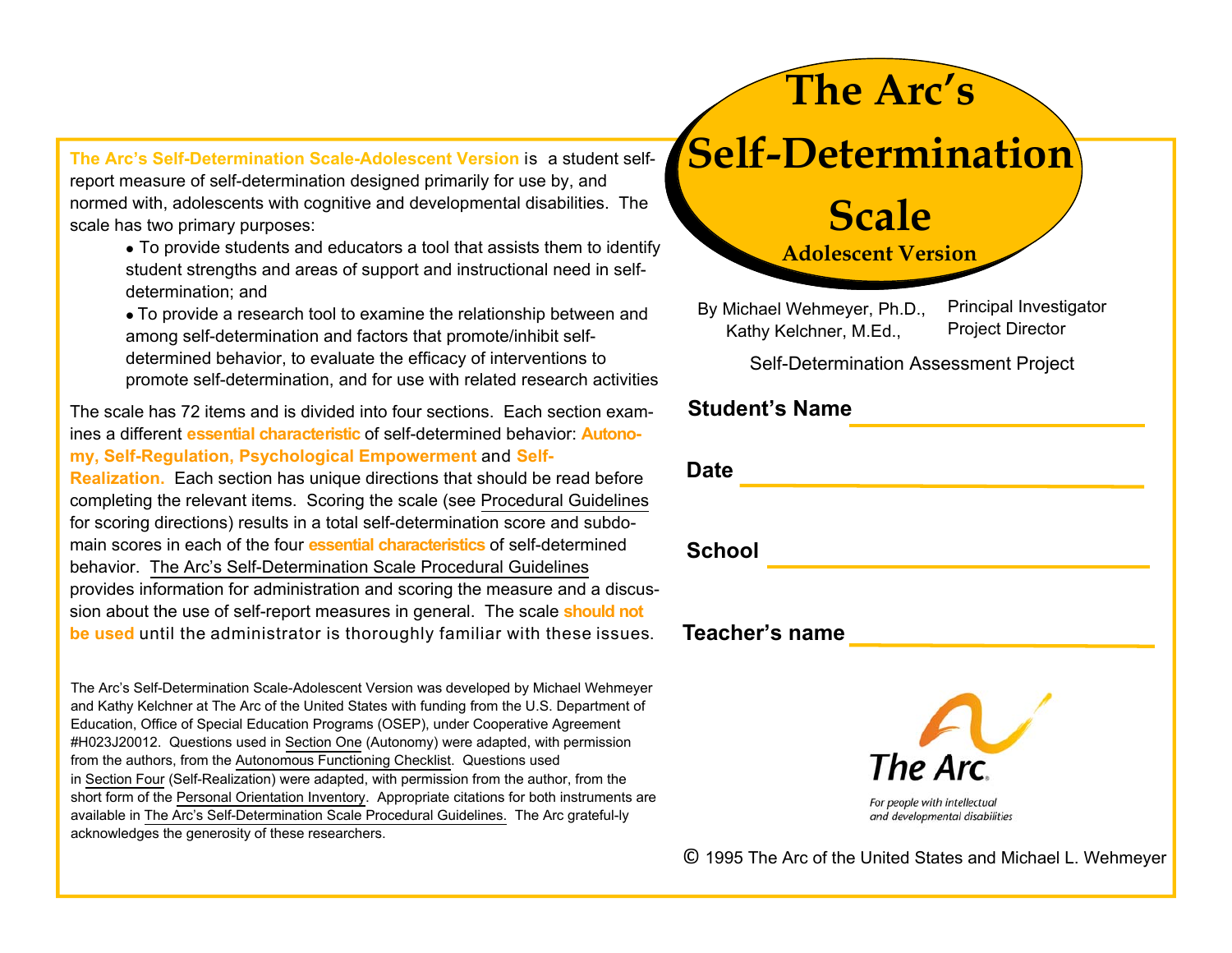# The Arc's Self-Determination Scale

## Adolescent Version

By Michael Wehmeyer, Ph.D., Principal Investigator
Kathy Kelchner, M.Ed., Project Director

Self-Determination Assessment Project

**Student's Name** ______________________

**Date** ______________________

**School** ______________________

**Teacher's name** ______________________

**The Arc's Self-Determination Scale-Adolescent Version** is a student self-report measure of self-determination designed primarily for use by, and normed with, adolescents with cognitive and developmental disabilities. The scale has two primary purposes:

- To provide students and educators a tool that assists them to identify student strengths and areas of support and instructional need in self-determination; and
- To provide a research tool to examine the relationship between and among self-determination and factors that promote/inhibit self-determined behavior, to evaluate the efficacy of interventions to promote self-determination, and for use with related research activities

The scale has 72 items and is divided into four sections. Each section examines a different **essential characteristic** of self-determined behavior: **Autonomy, Self-Regulation, Psychological Empowerment** and **Self-Realization.** Each section has unique directions that should be read before completing the relevant items. Scoring the scale (see Procedural Guidelines for scoring directions) results in a total self-determination score and subdomain scores in each of the four **essential characteristics** of self-determined behavior. The Arc's Self-Determination Scale Procedural Guidelines provides information for administration and scoring the measure and a discussion about the use of self-report measures in general. The scale **should not be used** until the administrator is thoroughly familiar with these issues.

The Arc's Self-Determination Scale-Adolescent Version was developed by Michael Wehmeyer and Kathy Kelchner at The Arc of the United States with funding from the U.S. Department of Education, Office of Special Education Programs (OSEP), under Cooperative Agreement #H023J20012. Questions used in Section One (Autonomy) were adapted, with permission from the authors, from the Autonomous Functioning Checklist. Questions used in Section Four (Self-Realization) were adapted, with permission from the author, from the short form of the Personal Orientation Inventory. Appropriate citations for both instruments are available in The Arc's Self-Determination Scale Procedural Guidelines. The Arc grateful-ly acknowledges the generosity of these researchers.

The Arc
For people with intellectual and developmental disabilities

© 1995 The Arc of the United States and Michael L. Wehmeyer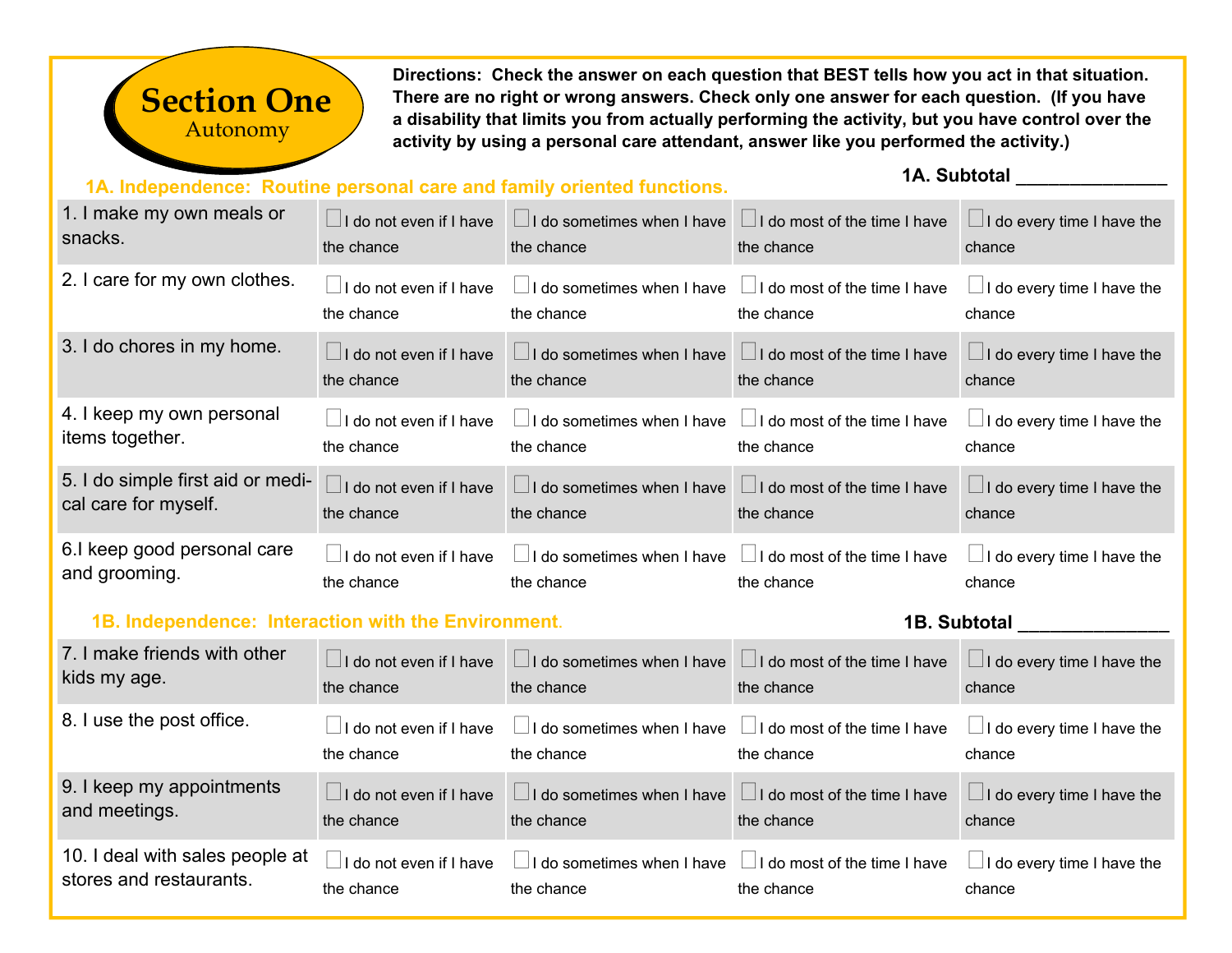# Section One
## Autonomy

**Directions: Check the answer on each question that BEST tells how you act in that situation. There are no right or wrong answers. Check only one answer for each question. (If you have a disability that limits you from actually performing the activity, but you have control over the activity by using a personal care attendant, answer like you performed the activity.)**

### 1A. Independence: Routine personal care and family oriented functions.

**1A. Subtotal** _______________

| | | | | |
|---|---|---|---|---|
| 1. I make my own meals or snacks. | ☐ I do not even if I have the chance | ☐ I do sometimes when I have the chance | ☐ I do most of the time I have the chance | ☐ I do every time I have the chance |
| 2. I care for my own clothes. | ☐ I do not even if I have the chance | ☐ I do sometimes when I have the chance | ☐ I do most of the time I have the chance | ☐ I do every time I have the chance |
| 3. I do chores in my home. | ☐ I do not even if I have the chance | ☐ I do sometimes when I have the chance | ☐ I do most of the time I have the chance | ☐ I do every time I have the chance |
| 4. I keep my own personal items together. | ☐ I do not even if I have the chance | ☐ I do sometimes when I have the chance | ☐ I do most of the time I have the chance | ☐ I do every time I have the chance |
| 5. I do simple first aid or medical care for myself. | ☐ I do not even if I have the chance | ☐ I do sometimes when I have the chance | ☐ I do most of the time I have the chance | ☐ I do every time I have the chance |
| 6.I keep good personal care and grooming. | ☐ I do not even if I have the chance | ☐ I do sometimes when I have the chance | ☐ I do most of the time I have the chance | ☐ I do every time I have the chance |

### 1B. Independence: Interaction with the Environment.

**1B. Subtotal** _______________

| | | | | |
|---|---|---|---|---|
| 7. I make friends with other kids my age. | ☐ I do not even if I have the chance | ☐ I do sometimes when I have the chance | ☐ I do most of the time I have the chance | ☐ I do every time I have the chance |
| 8. I use the post office. | ☐ I do not even if I have the chance | ☐ I do sometimes when I have the chance | ☐ I do most of the time I have the chance | ☐ I do every time I have the chance |
| 9. I keep my appointments and meetings. | ☐ I do not even if I have the chance | ☐ I do sometimes when I have the chance | ☐ I do most of the time I have the chance | ☐ I do every time I have the chance |
| 10. I deal with sales people at stores and restaurants. | ☐ I do not even if I have the chance | ☐ I do sometimes when I have the chance | ☐ I do most of the time I have the chance | ☐ I do every time I have the chance |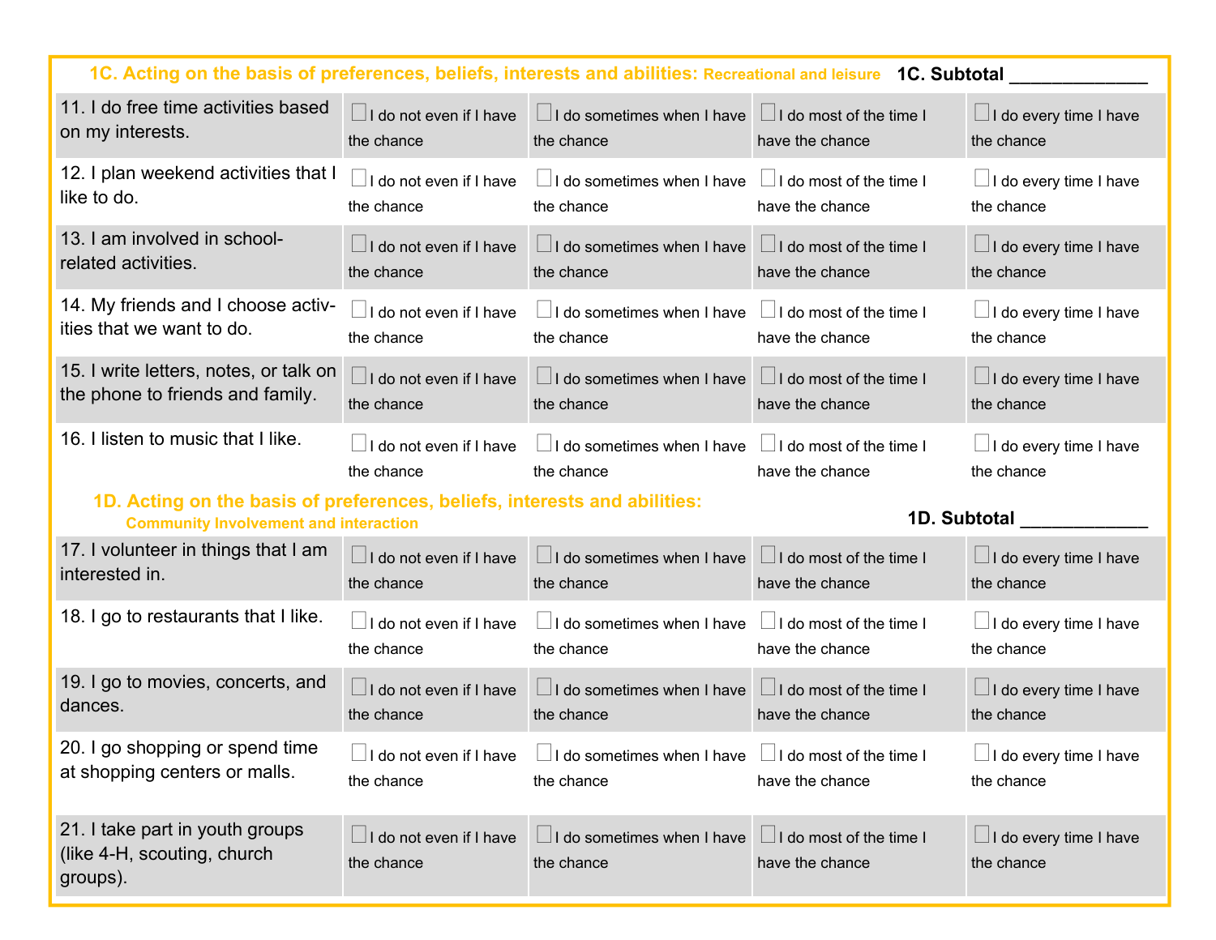## 1C. Acting on the basis of preferences, beliefs, interests and abilities: Recreational and leisure

**1C. Subtotal ______________**

| Item | | | | |
|---|---|---|---|---|
| 11. I do free time activities based on my interests. | ☐ I do not even if I have the chance | ☐ I do sometimes when I have the chance | ☐ I do most of the time I have the chance | ☐ I do every time I have the chance |
| 12. I plan weekend activities that I like to do. | ☐ I do not even if I have the chance | ☐ I do sometimes when I have the chance | ☐ I do most of the time I have the chance | ☐ I do every time I have the chance |
| 13. I am involved in school-related activities. | ☐ I do not even if I have the chance | ☐ I do sometimes when I have the chance | ☐ I do most of the time I have the chance | ☐ I do every time I have the chance |
| 14. My friends and I choose activities that we want to do. | ☐ I do not even if I have the chance | ☐ I do sometimes when I have the chance | ☐ I do most of the time I have the chance | ☐ I do every time I have the chance |
| 15. I write letters, notes, or talk on the phone to friends and family. | ☐ I do not even if I have the chance | ☐ I do sometimes when I have the chance | ☐ I do most of the time I have the chance | ☐ I do every time I have the chance |
| 16. I listen to music that I like. | ☐ I do not even if I have the chance | ☐ I do sometimes when I have the chance | ☐ I do most of the time I have the chance | ☐ I do every time I have the chance |

## 1D. Acting on the basis of preferences, beliefs, interests and abilities: Community Involvement and interaction

**1D. Subtotal _____________**

| Item | | | | |
|---|---|---|---|---|
| 17. I volunteer in things that I am interested in. | ☐ I do not even if I have the chance | ☐ I do sometimes when I have the chance | ☐ I do most of the time I have the chance | ☐ I do every time I have the chance |
| 18. I go to restaurants that I like. | ☐ I do not even if I have the chance | ☐ I do sometimes when I have the chance | ☐ I do most of the time I have the chance | ☐ I do every time I have the chance |
| 19. I go to movies, concerts, and dances. | ☐ I do not even if I have the chance | ☐ I do sometimes when I have the chance | ☐ I do most of the time I have the chance | ☐ I do every time I have the chance |
| 20. I go shopping or spend time at shopping centers or malls. | ☐ I do not even if I have the chance | ☐ I do sometimes when I have the chance | ☐ I do most of the time I have the chance | ☐ I do every time I have the chance |
| 21. I take part in youth groups (like 4-H, scouting, church groups). | ☐ I do not even if I have the chance | ☐ I do sometimes when I have the chance | ☐ I do most of the time I have the chance | ☐ I do every time I have the chance |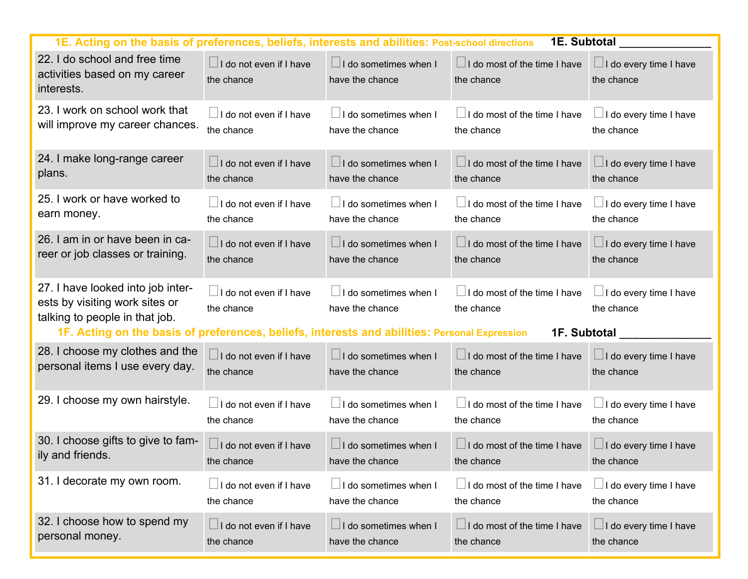### 1E. Acting on the basis of preferences, beliefs, interests and abilities: Post-school directions

**1E. Subtotal** _______________

| | | | | |
|---|---|---|---|---|
| 22. I do school and free time activities based on my career interests. | ☐ I do not even if I have the chance | ☐ I do sometimes when I have the chance | ☐ I do most of the time I have the chance | ☐ I do every time I have the chance |
| 23. I work on school work that will improve my career chances. | ☐ I do not even if I have the chance | ☐ I do sometimes when I have the chance | ☐ I do most of the time I have the chance | ☐ I do every time I have the chance |
| 24. I make long-range career plans. | ☐ I do not even if I have the chance | ☐ I do sometimes when I have the chance | ☐ I do most of the time I have the chance | ☐ I do every time I have the chance |
| 25. I work or have worked to earn money. | ☐ I do not even if I have the chance | ☐ I do sometimes when I have the chance | ☐ I do most of the time I have the chance | ☐ I do every time I have the chance |
| 26. I am in or have been in career or job classes or training. | ☐ I do not even if I have the chance | ☐ I do sometimes when I have the chance | ☐ I do most of the time I have the chance | ☐ I do every time I have the chance |
| 27. I have looked into job interests by visiting work sites or talking to people in that job. | ☐ I do not even if I have the chance | ☐ I do sometimes when I have the chance | ☐ I do most of the time I have the chance | ☐ I do every time I have the chance |

### 1F. Acting on the basis of preferences, beliefs, interests and abilities: Personal Expression

**1F. Subtotal** _______________

| | | | | |
|---|---|---|---|---|
| 28. I choose my clothes and the personal items I use every day. | ☐ I do not even if I have the chance | ☐ I do sometimes when I have the chance | ☐ I do most of the time I have the chance | ☐ I do every time I have the chance |
| 29. I choose my own hairstyle. | ☐ I do not even if I have the chance | ☐ I do sometimes when I have the chance | ☐ I do most of the time I have the chance | ☐ I do every time I have the chance |
| 30. I choose gifts to give to family and friends. | ☐ I do not even if I have the chance | ☐ I do sometimes when I have the chance | ☐ I do most of the time I have the chance | ☐ I do every time I have the chance |
| 31. I decorate my own room. | ☐ I do not even if I have the chance | ☐ I do sometimes when I have the chance | ☐ I do most of the time I have the chance | ☐ I do every time I have the chance |
| 32. I choose how to spend my personal money. | ☐ I do not even if I have the chance | ☐ I do sometimes when I have the chance | ☐ I do most of the time I have the chance | ☐ I do every time I have the chance |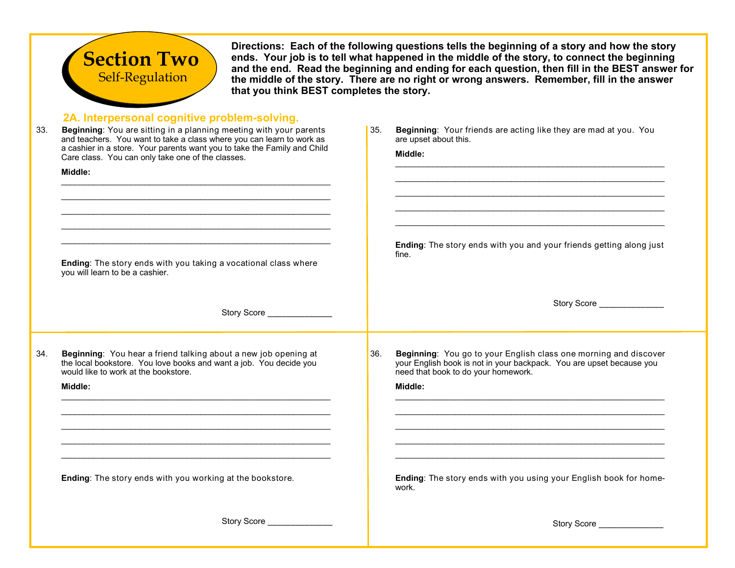# Section Two
## Self-Regulation

**Directions: Each of the following questions tells the beginning of a story and how the story ends. Your job is to tell what happened in the middle of the story, to connect the beginning and the end. Read the beginning and ending for each question, then fill in the BEST answer for the middle of the story. There are no right or wrong answers. Remember, fill in the answer that you think BEST completes the story.**

### 2A. Interpersonal cognitive problem-solving.

33. **Beginning**: You are sitting in a planning meeting with your parents and teachers. You want to take a class where you can learn to work as a cashier in a store. Your parents want you to take the Family and Child Care class. You can only take one of the classes.

**Middle:**

_______________________________________________________

_______________________________________________________

_______________________________________________________

_______________________________________________________

_______________________________________________________

**Ending**: The story ends with you taking a vocational class where you will learn to be a cashier.

Story Score _____________

34. **Beginning**: You hear a friend talking about a new job opening at the local bookstore. You love books and want a job. You decide you would like to work at the bookstore.

**Middle:**

_______________________________________________________

_______________________________________________________

_______________________________________________________

_______________________________________________________

_______________________________________________________

**Ending**: The story ends with you working at the bookstore.

Story Score _____________

35. **Beginning**: Your friends are acting like they are mad at you. You are upset about this.

**Middle:**

_______________________________________________________

_______________________________________________________

_______________________________________________________

_______________________________________________________

_______________________________________________________

**Ending**: The story ends with you and your friends getting along just fine.

Story Score _____________

36. **Beginning**: You go to your English class one morning and discover your English book is not in your backpack. You are upset because you need that book to do your homework.

**Middle:**

_______________________________________________________

_______________________________________________________

_______________________________________________________

_______________________________________________________

_______________________________________________________

**Ending**: The story ends with you using your English book for homework.

Story Score _____________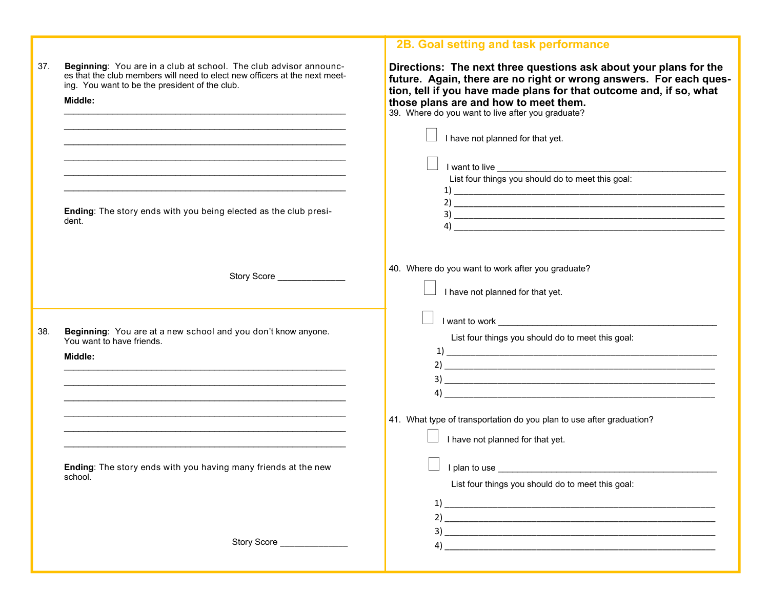37. **Beginning**: You are in a club at school. The club advisor announces that the club members will need to elect new officers at the next meeting. You want to be the president of the club.

**Middle:**

______________________________________________________________

______________________________________________________________

______________________________________________________________

______________________________________________________________

______________________________________________________________

______________________________________________________________

**Ending**: The story ends with you being elected as the club president.

Story Score ______________

38. **Beginning**: You are at a new school and you don't know anyone. You want to have friends.

**Middle:**

______________________________________________________________

______________________________________________________________

______________________________________________________________

______________________________________________________________

______________________________________________________________

______________________________________________________________

**Ending**: The story ends with you having many friends at the new school.

Story Score ______________

## 2B. Goal setting and task performance

**Directions: The next three questions ask about your plans for the future. Again, there are no right or wrong answers. For each question, tell if you have made plans for that outcome and, if so, what those plans are and how to meet them.**

39. Where do you want to live after you graduate?

- ☐ I have not planned for that yet.
- ☐ I want to live ______________________________________________

  List four things you should do to meet this goal:

  1) ______________________________________________
  2) ______________________________________________
  3) ______________________________________________
  4) ______________________________________________

40. Where do you want to work after you graduate?

- ☐ I have not planned for that yet.
- ☐ I want to work ______________________________________________

  List four things you should do to meet this goal:

  1) ______________________________________________
  2) ______________________________________________
  3) ______________________________________________
  4) ______________________________________________

41. What type of transportation do you plan to use after graduation?

- ☐ I have not planned for that yet.
- ☐ I plan to use ______________________________________________

  List four things you should do to meet this goal:

  1) ______________________________________________
  2) ______________________________________________
  3) ______________________________________________
  4) ______________________________________________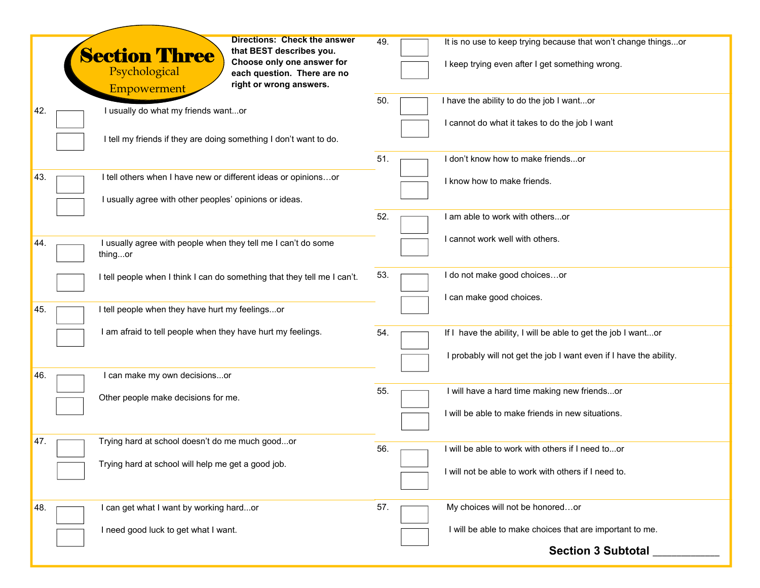# Section Three

## Psychological Empowerment

**Directions: Check the answer that BEST describes you. Choose only one answer for each question. There are no right or wrong answers.**

42.
- ☐ I usually do what my friends want...or
- ☐ I tell my friends if they are doing something I don't want to do.

43.
- ☐ I tell others when I have new or different ideas or opinions…or
- ☐ I usually agree with other peoples' opinions or ideas.

44.
- ☐ I usually agree with people when they tell me I can't do some thing...or
- ☐ I tell people when I think I can do something that they tell me I can't.

45.
- ☐ I tell people when they have hurt my feelings...or
- ☐ I am afraid to tell people when they have hurt my feelings.

46.
- ☐ I can make my own decisions...or
- ☐ Other people make decisions for me.

47.
- ☐ Trying hard at school doesn't do me much good...or
- ☐ Trying hard at school will help me get a good job.

48.
- ☐ I can get what I want by working hard...or
- ☐ I need good luck to get what I want.

49.
- ☐ It is no use to keep trying because that won't change things...or
- ☐ I keep trying even after I get something wrong.

50.
- ☐ I have the ability to do the job I want...or
- ☐ I cannot do what it takes to do the job I want

51.
- ☐ I don't know how to make friends...or
- ☐ I know how to make friends.

52.
- ☐ I am able to work with others...or
- ☐ I cannot work well with others.

53.
- ☐ I do not make good choices…or
- ☐ I can make good choices.

54.
- ☐ If I have the ability, I will be able to get the job I want...or
- ☐ I probably will not get the job I want even if I have the ability.

55.
- ☐ I will have a hard time making new friends...or
- ☐ I will be able to make friends in new situations.

56.
- ☐ I will be able to work with others if I need to...or
- ☐ I will not be able to work with others if I need to.

57.
- ☐ My choices will not be honored…or
- ☐ I will be able to make choices that are important to me.

**Section 3 Subtotal** ___________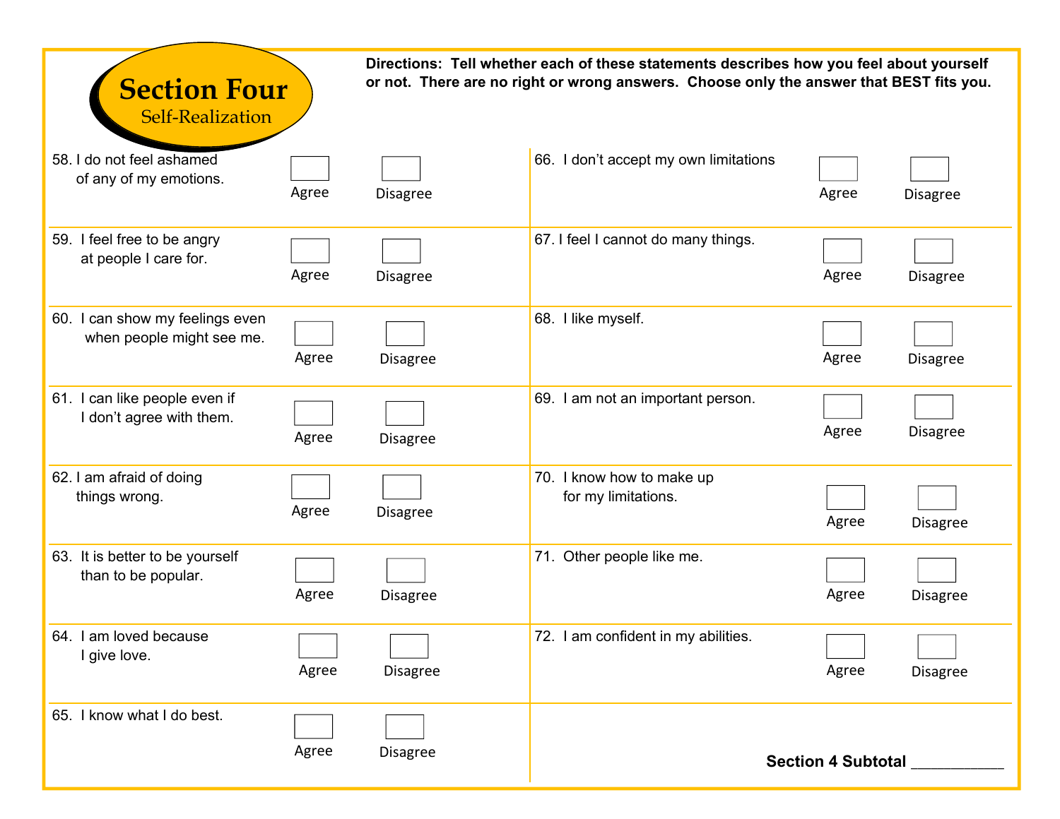# Section Four

## Self-Realization

**Directions: Tell whether each of these statements describes how you feel about yourself or not. There are no right or wrong answers. Choose only the answer that BEST fits you.**

| Statement | Agree | Disagree |
|---|---|---|
| 58. I do not feel ashamed of any of my emotions. | ☐ | ☐ |
| 59. I feel free to be angry at people I care for. | ☐ | ☐ |
| 60. I can show my feelings even when people might see me. | ☐ | ☐ |
| 61. I can like people even if I don't agree with them. | ☐ | ☐ |
| 62. I am afraid of doing things wrong. | ☐ | ☐ |
| 63. It is better to be yourself than to be popular. | ☐ | ☐ |
| 64. I am loved because I give love. | ☐ | ☐ |
| 65. I know what I do best. | ☐ | ☐ |
| 66. I don't accept my own limitations | ☐ | ☐ |
| 67. I feel I cannot do many things. | ☐ | ☐ |
| 68. I like myself. | ☐ | ☐ |
| 69. I am not an important person. | ☐ | ☐ |
| 70. I know how to make up for my limitations. | ☐ | ☐ |
| 71. Other people like me. | ☐ | ☐ |
| 72. I am confident in my abilities. | ☐ | ☐ |

**Section 4 Subtotal** __________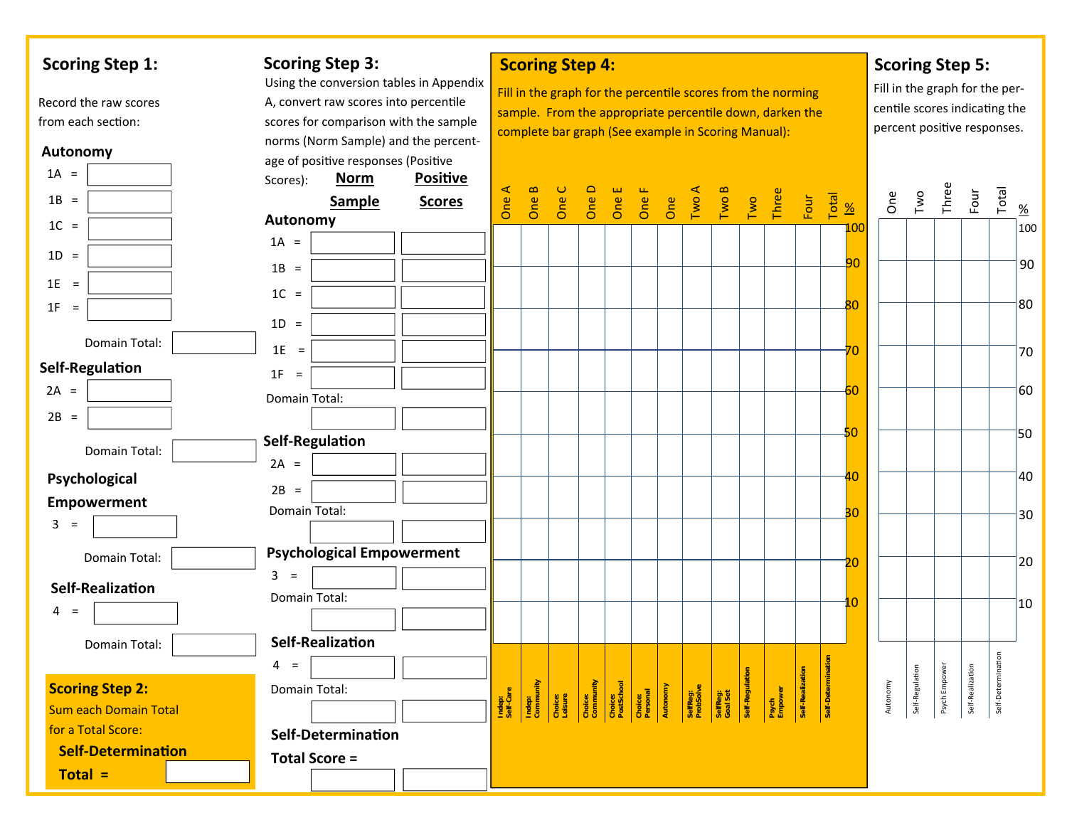## Scoring Step 1:

Record the raw scores from each section:

**Autonomy**

| | |
|---|---|
| 1A = | |
| 1B = | |
| 1C = | |
| 1D = | |
| 1E = | |
| 1F = | |
| Domain Total: | |

**Self-Regulation**

| | |
|---|---|
| 2A = | |
| 2B = | |
| Domain Total: | |

**Psychological Empowerment**

| | |
|---|---|
| 3 = | |
| Domain Total: | |

**Self-Realization**

| | |
|---|---|
| 4 = | |
| Domain Total: | |

## Scoring Step 2:

Sum each Domain Total for a Total Score:

**Self-Determination Total =**

## Scoring Step 3:

Using the conversion tables in Appendix A, convert raw scores into percentile scores for comparison with the sample norms (Norm Sample) and the percentage of positive responses (Positive Scores):

| | Norm Sample | Positive Scores |
|---|---|---|
| **Autonomy** | | |
| 1A = | | |
| 1B = | | |
| 1C = | | |
| 1D = | | |
| 1E = | | |
| 1F = | | |
| Domain Total: | | |
| **Self-Regulation** | | |
| 2A = | | |
| 2B = | | |
| Domain Total: | | |
| **Psychological Empowerment** | | |
| 3 = | | |
| Domain Total: | | |
| **Self-Realization** | | |
| 4 = | | |
| Domain Total: | | |
| **Self-Determination** | | |
| **Total Score =** | | |

## Scoring Step 4:

Fill in the graph for the percentile scores from the norming sample. From the appropriate percentile down, darken the complete bar graph (See example in Scoring Manual):

One A, One B, One C, One D, One E, One F, One, Two A, Two B, Two, Three, Four, Total

%
100
90
80
70
60
50
40
30
20
10

Indep: Self-Care, Indep: Community, Choice: Leisure, Choice: Community, Choice: PostSchool, Choice: Personal, Autonomy, SelfReg: ProbSolve, SelfReg: Goal Set, Self-Regulation, Psych Empower, Self-Realization, Self-Determination

## Scoring Step 5:

Fill in the graph for the percentile scores indicating the percent positive responses.

One, Two, Three, Four, Total

%
100
90
80
70
60
50
40
30
20
10

Autonomy, Self-Regulation, Psych Empower, Self-Realization, Self-Determination